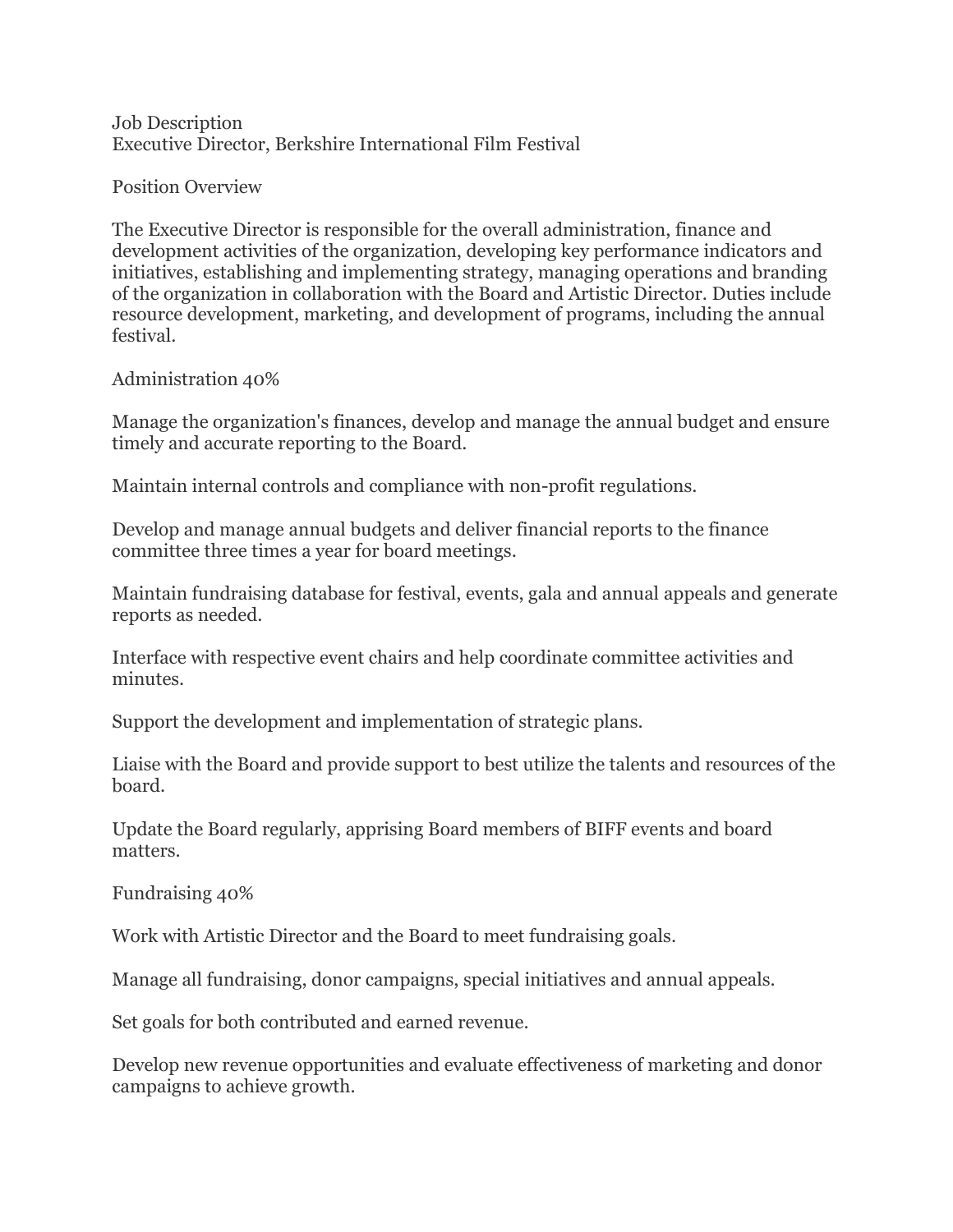# Job Description
## Executive Director, Berkshire International Film Festival

### Position Overview

The Executive Director is responsible for the overall administration, finance and development activities of the organization, developing key performance indicators and initiatives, establishing and implementing strategy, managing operations and branding of the organization in collaboration with the Board and Artistic Director. Duties include resource development, marketing, and development of programs, including the annual festival.

### Administration 40%

Manage the organization's finances, develop and manage the annual budget and ensure timely and accurate reporting to the Board.

Maintain internal controls and compliance with non-profit regulations.

Develop and manage annual budgets and deliver financial reports to the finance committee three times a year for board meetings.

Maintain fundraising database for festival, events, gala and annual appeals and generate reports as needed.

Interface with respective event chairs and help coordinate committee activities and minutes.

Support the development and implementation of strategic plans.

Liaise with the Board and provide support to best utilize the talents and resources of the board.

Update the Board regularly, apprising Board members of BIFF events and board matters.

### Fundraising 40%

Work with Artistic Director and the Board to meet fundraising goals.

Manage all fundraising, donor campaigns, special initiatives and annual appeals.

Set goals for both contributed and earned revenue.

Develop new revenue opportunities and evaluate effectiveness of marketing and donor campaigns to achieve growth.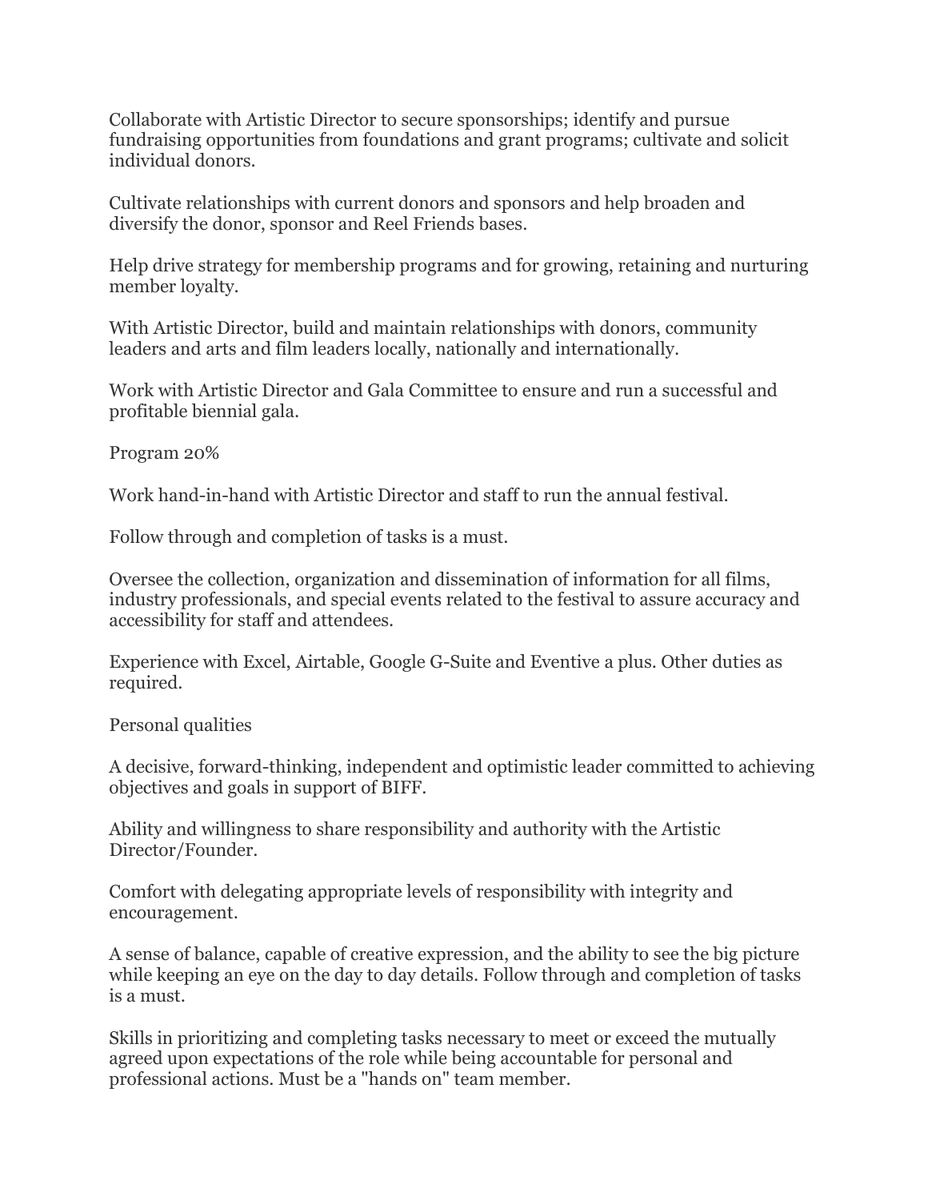Collaborate with Artistic Director to secure sponsorships; identify and pursue fundraising opportunities from foundations and grant programs; cultivate and solicit individual donors.

Cultivate relationships with current donors and sponsors and help broaden and diversify the donor, sponsor and Reel Friends bases.

Help drive strategy for membership programs and for growing, retaining and nurturing member loyalty.

With Artistic Director, build and maintain relationships with donors, community leaders and arts and film leaders locally, nationally and internationally.

Work with Artistic Director and Gala Committee to ensure and run a successful and profitable biennial gala.

Program 20%

Work hand-in-hand with Artistic Director and staff to run the annual festival.

Follow through and completion of tasks is a must.

Oversee the collection, organization and dissemination of information for all films, industry professionals, and special events related to the festival to assure accuracy and accessibility for staff and attendees.

Experience with Excel, Airtable, Google G-Suite and Eventive a plus. Other duties as required.

Personal qualities

A decisive, forward-thinking, independent and optimistic leader committed to achieving objectives and goals in support of BIFF.

Ability and willingness to share responsibility and authority with the Artistic Director/Founder.

Comfort with delegating appropriate levels of responsibility with integrity and encouragement.

A sense of balance, capable of creative expression, and the ability to see the big picture while keeping an eye on the day to day details. Follow through and completion of tasks is a must.

Skills in prioritizing and completing tasks necessary to meet or exceed the mutually agreed upon expectations of the role while being accountable for personal and professional actions. Must be a "hands on" team member.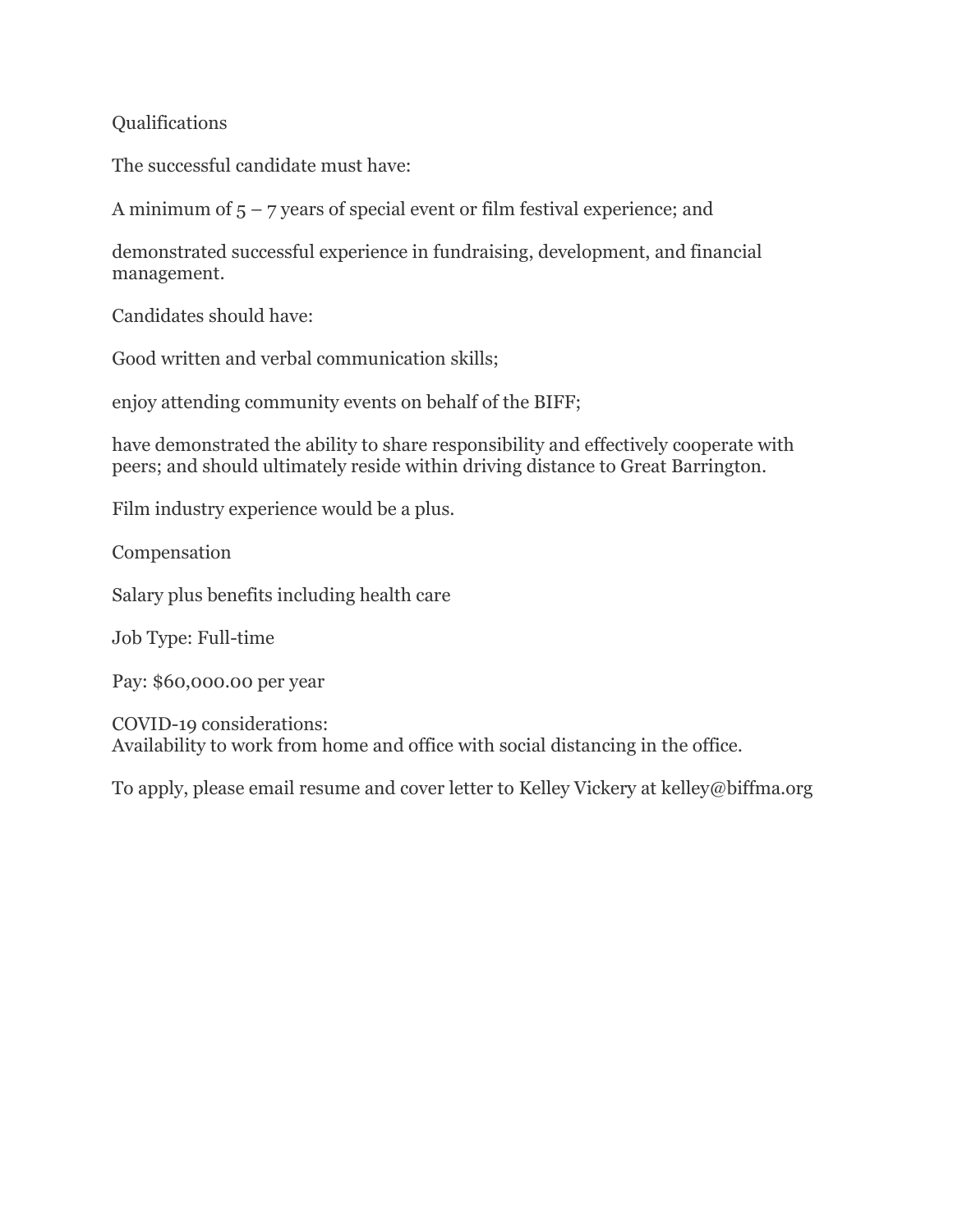## Qualifications

The successful candidate must have:

A minimum of 5 – 7 years of special event or film festival experience; and

demonstrated successful experience in fundraising, development, and financial management.

Candidates should have:

Good written and verbal communication skills;

enjoy attending community events on behalf of the BIFF;

have demonstrated the ability to share responsibility and effectively cooperate with peers; and should ultimately reside within driving distance to Great Barrington.

Film industry experience would be a plus.

## Compensation

Salary plus benefits including health care

Job Type: Full-time

Pay: $60,000.00 per year

COVID-19 considerations:
Availability to work from home and office with social distancing in the office.

To apply, please email resume and cover letter to Kelley Vickery at kelley@biffma.org